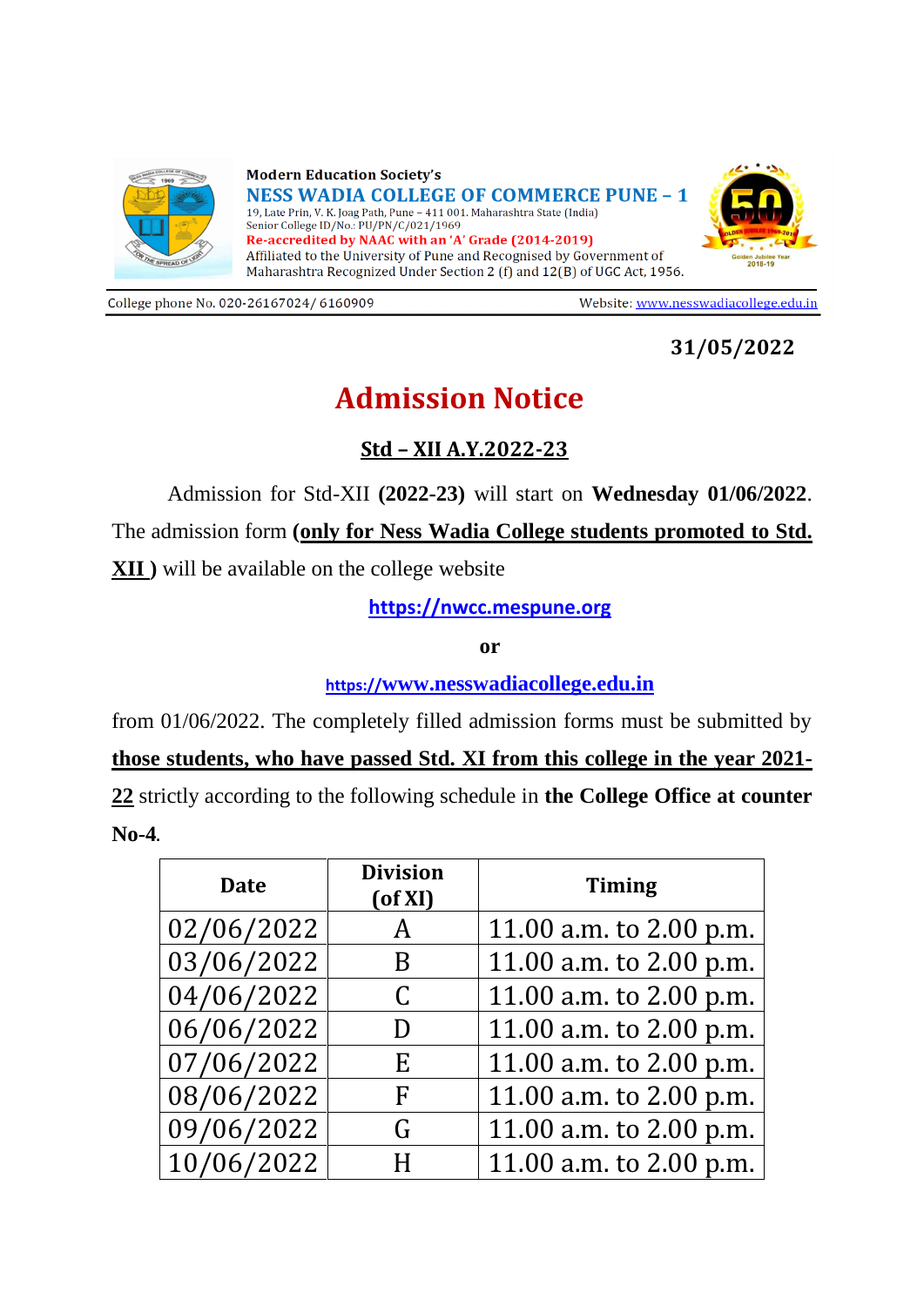Modern Education Society's

**NESS WADIA COLLEGE OF COMMERCE PUNE – 1**

19, Late Prin, V. K. Joag Path, Pune – 411 001. Maharashtra State (India)
Senior College ID/No.: PU/PN/C/021/1969
**Re-accredited by NAAC with an 'A' Grade (2014-2019)**
Affiliated to the University of Pune and Recognised by Government of Maharashtra Recognized Under Section 2 (f) and 12(B) of UGC Act, 1956.

College phone No. 020-26167024/ 6160909 Website: www.nesswadiacollege.edu.in

**31/05/2022**

# Admission Notice

## Std – XII A.Y.2022-23

Admission for Std-XII **(2022-23)** will start on **Wednesday 01/06/2022**. The admission form **(only for Ness Wadia College students promoted to Std. XII )** will be available on the college website

**https://nwcc.mespune.org**

**or**

**https://www.nesswadiacollege.edu.in**

from 01/06/2022. The completely filled admission forms must be submitted by **those students, who have passed Std. XI from this college in the year 2021-22** strictly according to the following schedule in **the College Office at counter No-4**.

| Date | Division (of XI) | Timing |
|---|---|---|
| 02/06/2022 | A | 11.00 a.m. to 2.00 p.m. |
| 03/06/2022 | B | 11.00 a.m. to 2.00 p.m. |
| 04/06/2022 | C | 11.00 a.m. to 2.00 p.m. |
| 06/06/2022 | D | 11.00 a.m. to 2.00 p.m. |
| 07/06/2022 | E | 11.00 a.m. to 2.00 p.m. |
| 08/06/2022 | F | 11.00 a.m. to 2.00 p.m. |
| 09/06/2022 | G | 11.00 a.m. to 2.00 p.m. |
| 10/06/2022 | H | 11.00 a.m. to 2.00 p.m. |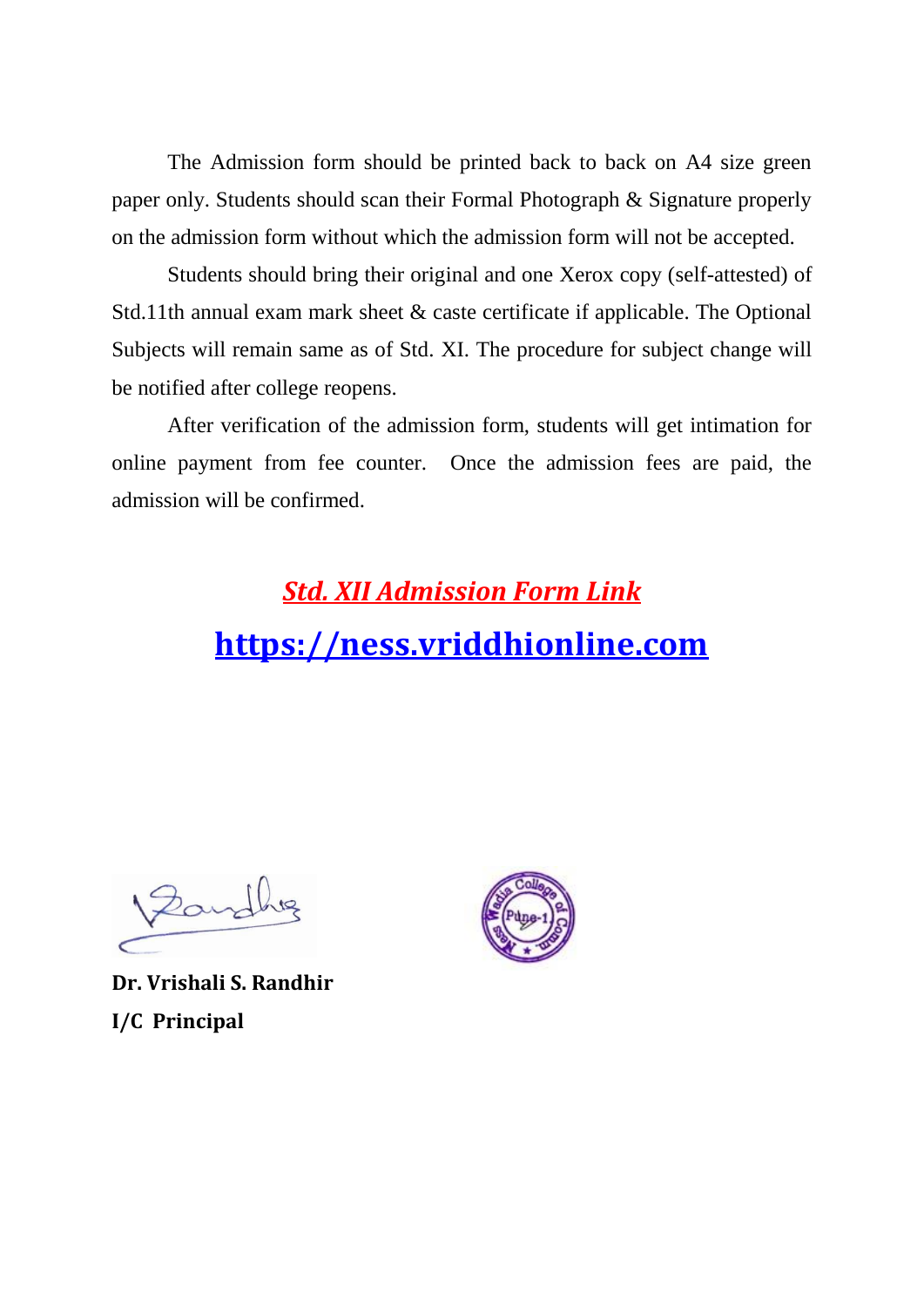The Admission form should be printed back to back on A4 size green paper only. Students should scan their Formal Photograph & Signature properly on the admission form without which the admission form will not be accepted.

Students should bring their original and one Xerox copy (self-attested) of Std.11th annual exam mark sheet & caste certificate if applicable. The Optional Subjects will remain same as of Std. XI. The procedure for subject change will be notified after college reopens.

After verification of the admission form, students will get intimation for online payment from fee counter. Once the admission fees are paid, the admission will be confirmed.

***Std. XII Admission Form Link***

**https://ness.vriddhionline.com**

**Dr. Vrishali S. Randhir**
**I/C Principal**